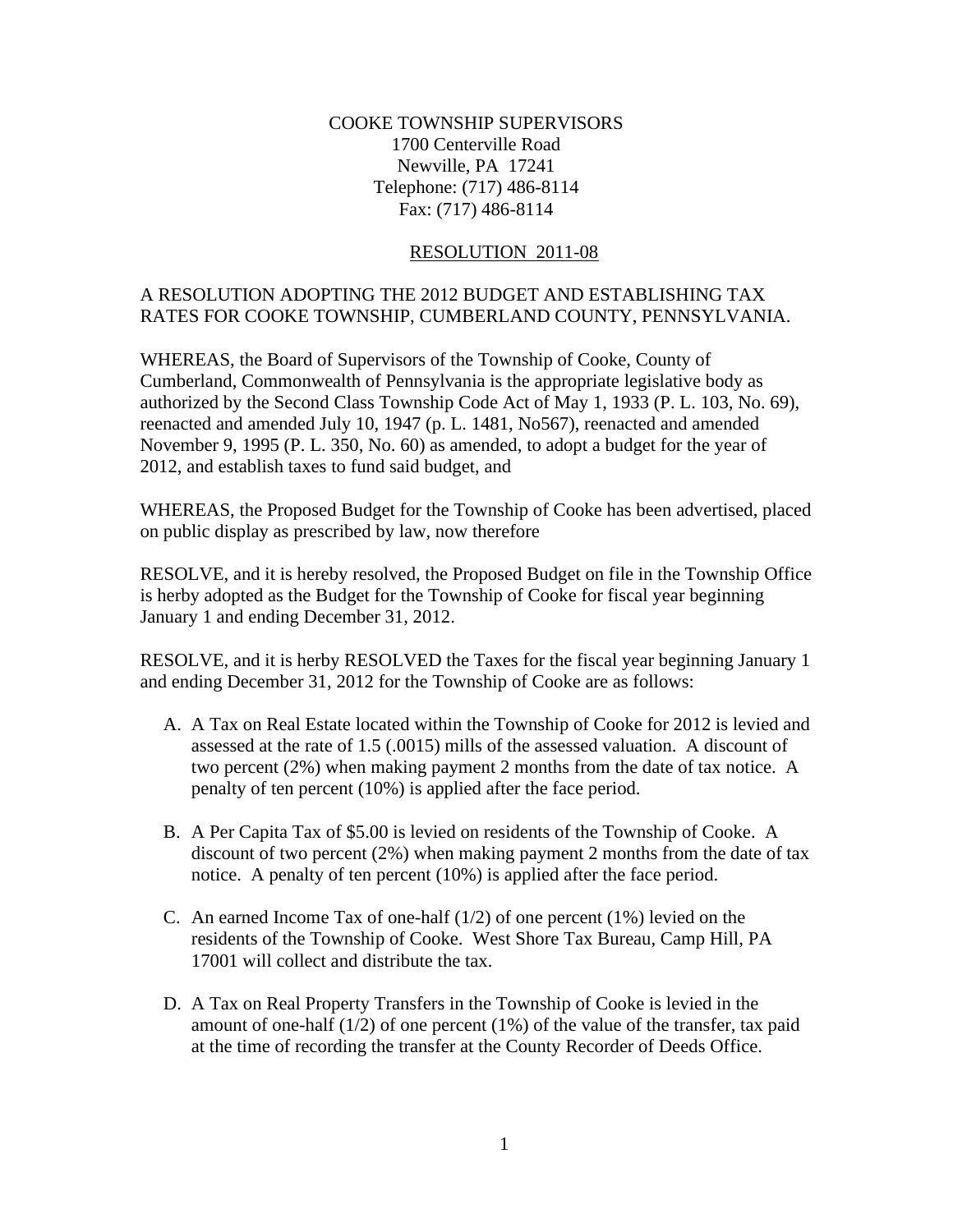COOKE TOWNSHIP SUPERVISORS
1700 Centerville Road
Newville, PA 17241
Telephone: (717) 486-8114
Fax: (717) 486-8114

## RESOLUTION 2011-08

A RESOLUTION ADOPTING THE 2012 BUDGET AND ESTABLISHING TAX RATES FOR COOKE TOWNSHIP, CUMBERLAND COUNTY, PENNSYLVANIA.

WHEREAS, the Board of Supervisors of the Township of Cooke, County of Cumberland, Commonwealth of Pennsylvania is the appropriate legislative body as authorized by the Second Class Township Code Act of May 1, 1933 (P. L. 103, No. 69), reenacted and amended July 10, 1947 (p. L. 1481, No567), reenacted and amended November 9, 1995 (P. L. 350, No. 60) as amended, to adopt a budget for the year of 2012, and establish taxes to fund said budget, and

WHEREAS, the Proposed Budget for the Township of Cooke has been advertised, placed on public display as prescribed by law, now therefore

RESOLVE, and it is hereby resolved, the Proposed Budget on file in the Township Office is herby adopted as the Budget for the Township of Cooke for fiscal year beginning January 1 and ending December 31, 2012.

RESOLVE, and it is herby RESOLVED the Taxes for the fiscal year beginning January 1 and ending December 31, 2012 for the Township of Cooke are as follows:

A. A Tax on Real Estate located within the Township of Cooke for 2012 is levied and assessed at the rate of 1.5 (.0015) mills of the assessed valuation. A discount of two percent (2%) when making payment 2 months from the date of tax notice. A penalty of ten percent (10%) is applied after the face period.

B. A Per Capita Tax of $5.00 is levied on residents of the Township of Cooke. A discount of two percent (2%) when making payment 2 months from the date of tax notice. A penalty of ten percent (10%) is applied after the face period.

C. An earned Income Tax of one-half (1/2) of one percent (1%) levied on the residents of the Township of Cooke. West Shore Tax Bureau, Camp Hill, PA 17001 will collect and distribute the tax.

D. A Tax on Real Property Transfers in the Township of Cooke is levied in the amount of one-half (1/2) of one percent (1%) of the value of the transfer, tax paid at the time of recording the transfer at the County Recorder of Deeds Office.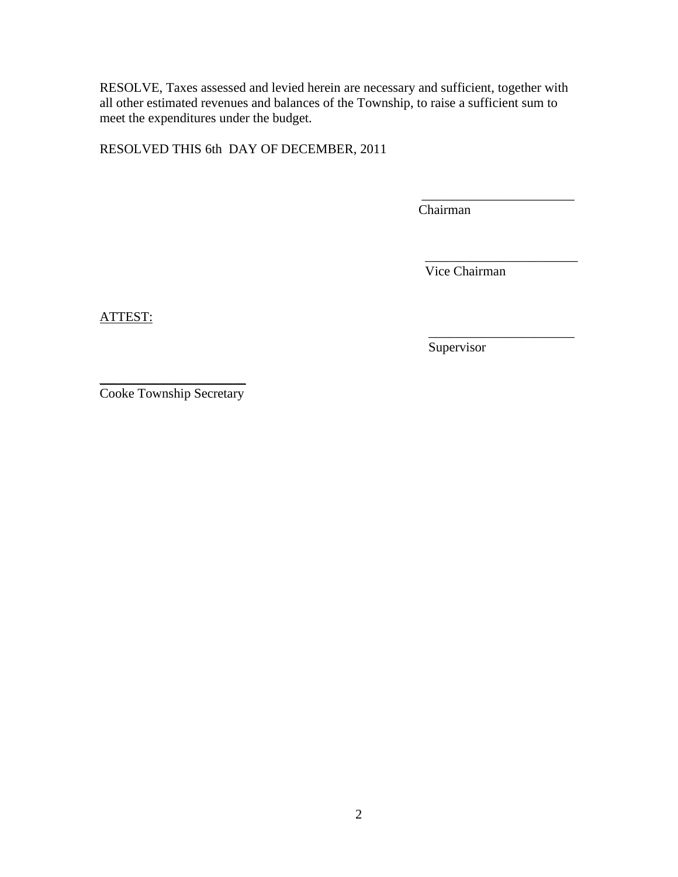RESOLVE, Taxes assessed and levied herein are necessary and sufficient, together with all other estimated revenues and balances of the Township, to raise a sufficient sum to meet the expenditures under the budget.

RESOLVED THIS 6th DAY OF DECEMBER, 2011

_______________________
Chairman

_______________________
Vice Chairman

ATTEST:

_______________________
Supervisor

_______________________
Cooke Township Secretary